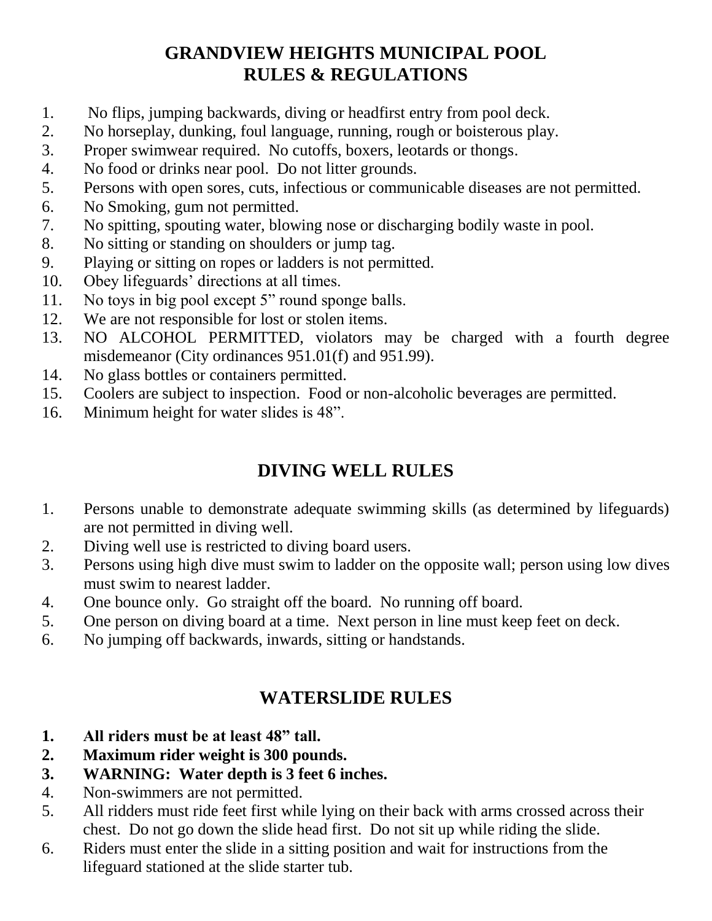# GRANDVIEW HEIGHTS MUNICIPAL POOL
# RULES & REGULATIONS

1. No flips, jumping backwards, diving or headfirst entry from pool deck.
2. No horseplay, dunking, foul language, running, rough or boisterous play.
3. Proper swimwear required. No cutoffs, boxers, leotards or thongs.
4. No food or drinks near pool. Do not litter grounds.
5. Persons with open sores, cuts, infectious or communicable diseases are not permitted.
6. No Smoking, gum not permitted.
7. No spitting, spouting water, blowing nose or discharging bodily waste in pool.
8. No sitting or standing on shoulders or jump tag.
9. Playing or sitting on ropes or ladders is not permitted.
10. Obey lifeguards' directions at all times.
11. No toys in big pool except 5" round sponge balls.
12. We are not responsible for lost or stolen items.
13. NO ALCOHOL PERMITTED, violators may be charged with a fourth degree misdemeanor (City ordinances 951.01(f) and 951.99).
14. No glass bottles or containers permitted.
15. Coolers are subject to inspection. Food or non-alcoholic beverages are permitted.
16. Minimum height for water slides is 48".

## DIVING WELL RULES

1. Persons unable to demonstrate adequate swimming skills (as determined by lifeguards) are not permitted in diving well.
2. Diving well use is restricted to diving board users.
3. Persons using high dive must swim to ladder on the opposite wall; person using low dives must swim to nearest ladder.
4. One bounce only. Go straight off the board. No running off board.
5. One person on diving board at a time. Next person in line must keep feet on deck.
6. No jumping off backwards, inwards, sitting or handstands.

## WATERSLIDE RULES

1. **All riders must be at least 48" tall.**
2. **Maximum rider weight is 300 pounds.**
3. **WARNING: Water depth is 3 feet 6 inches.**
4. Non-swimmers are not permitted.
5. All ridders must ride feet first while lying on their back with arms crossed across their chest. Do not go down the slide head first. Do not sit up while riding the slide.
6. Riders must enter the slide in a sitting position and wait for instructions from the lifeguard stationed at the slide starter tub.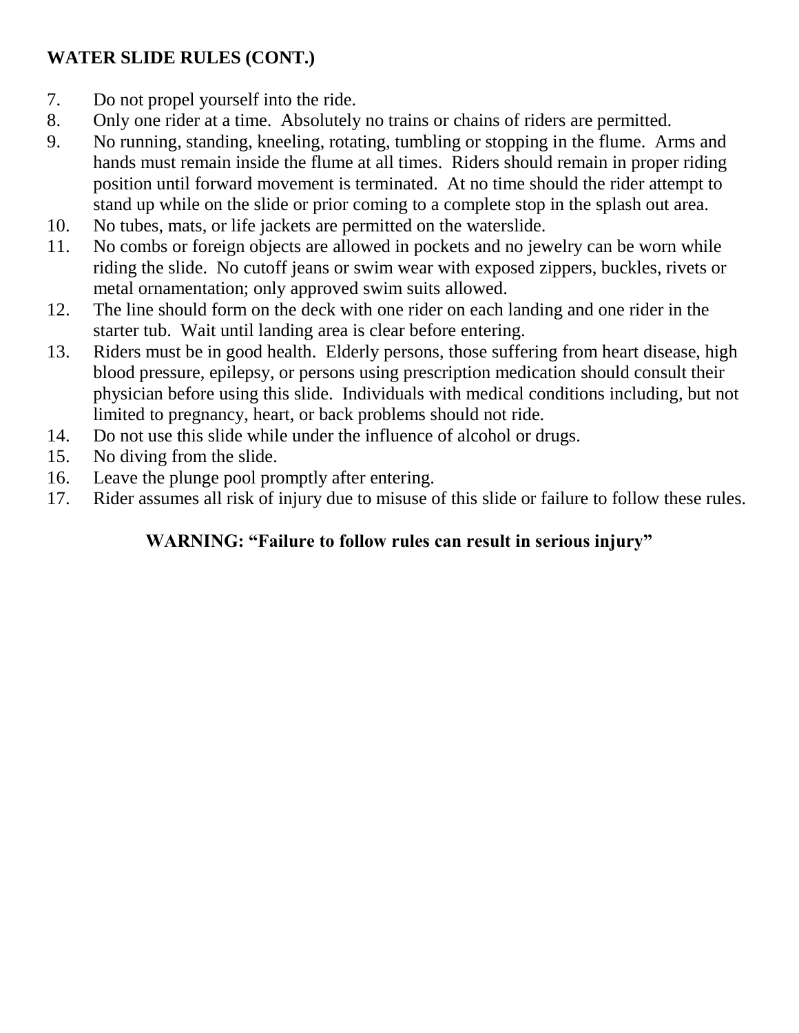**WATER SLIDE RULES (CONT.)**

7. Do not propel yourself into the ride.
8. Only one rider at a time. Absolutely no trains or chains of riders are permitted.
9. No running, standing, kneeling, rotating, tumbling or stopping in the flume. Arms and hands must remain inside the flume at all times. Riders should remain in proper riding position until forward movement is terminated. At no time should the rider attempt to stand up while on the slide or prior coming to a complete stop in the splash out area.
10. No tubes, mats, or life jackets are permitted on the waterslide.
11. No combs or foreign objects are allowed in pockets and no jewelry can be worn while riding the slide. No cutoff jeans or swim wear with exposed zippers, buckles, rivets or metal ornamentation; only approved swim suits allowed.
12. The line should form on the deck with one rider on each landing and one rider in the starter tub. Wait until landing area is clear before entering.
13. Riders must be in good health. Elderly persons, those suffering from heart disease, high blood pressure, epilepsy, or persons using prescription medication should consult their physician before using this slide. Individuals with medical conditions including, but not limited to pregnancy, heart, or back problems should not ride.
14. Do not use this slide while under the influence of alcohol or drugs.
15. No diving from the slide.
16. Leave the plunge pool promptly after entering.
17. Rider assumes all risk of injury due to misuse of this slide or failure to follow these rules.

**WARNING: "Failure to follow rules can result in serious injury"**